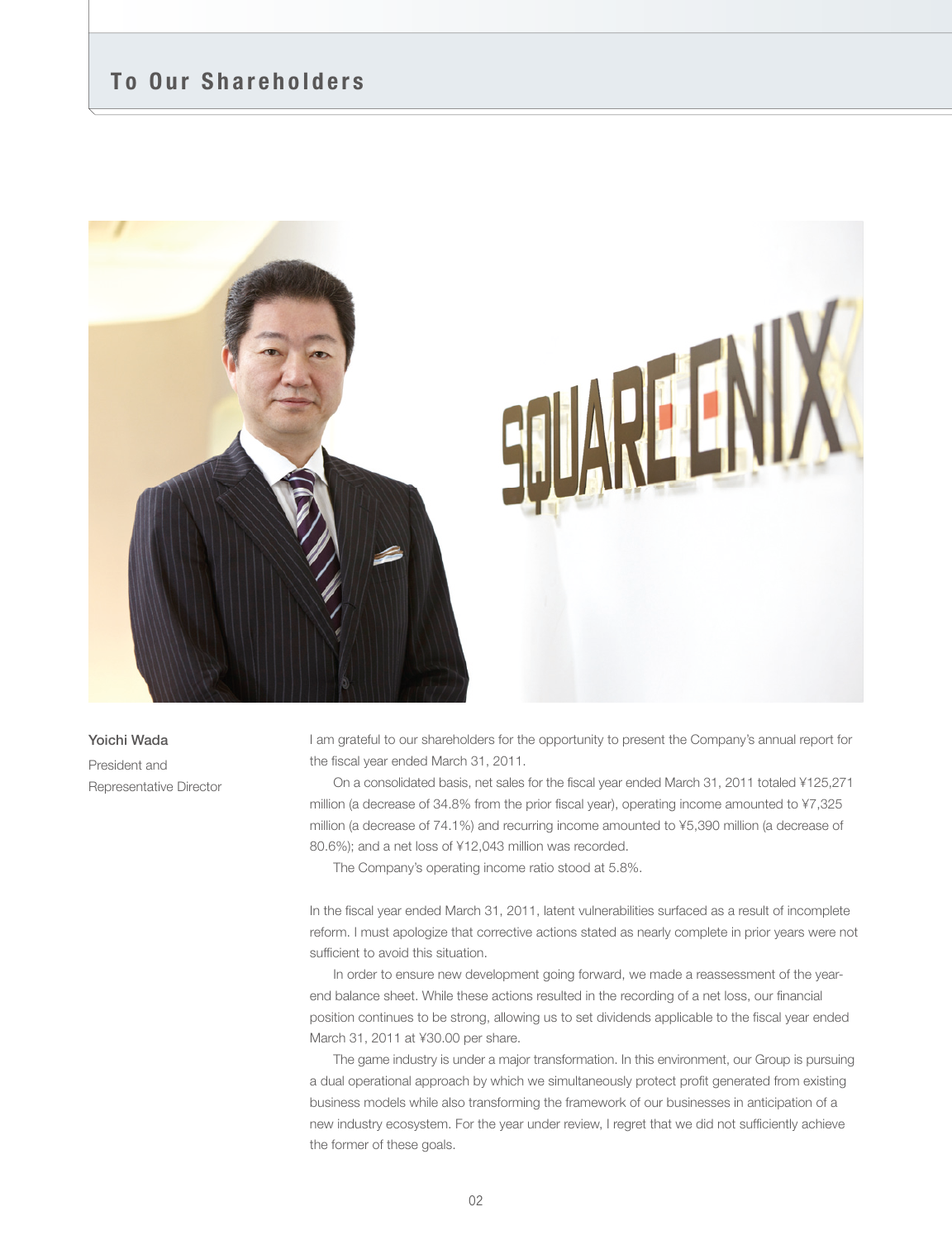# To Our Shareholders

**Yoichi Wada**

President and Representative Director

I am grateful to our shareholders for the opportunity to present the Company's annual report for the fiscal year ended March 31, 2011.

On a consolidated basis, net sales for the fiscal year ended March 31, 2011 totaled ¥125,271 million (a decrease of 34.8% from the prior fiscal year), operating income amounted to ¥7,325 million (a decrease of 74.1%) and recurring income amounted to ¥5,390 million (a decrease of 80.6%); and a net loss of ¥12,043 million was recorded.

The Company's operating income ratio stood at 5.8%.

In the fiscal year ended March 31, 2011, latent vulnerabilities surfaced as a result of incomplete reform. I must apologize that corrective actions stated as nearly complete in prior years were not sufficient to avoid this situation.

In order to ensure new development going forward, we made a reassessment of the year-end balance sheet. While these actions resulted in the recording of a net loss, our financial position continues to be strong, allowing us to set dividends applicable to the fiscal year ended March 31, 2011 at ¥30.00 per share.

The game industry is under a major transformation. In this environment, our Group is pursuing a dual operational approach by which we simultaneously protect profit generated from existing business models while also transforming the framework of our businesses in anticipation of a new industry ecosystem. For the year under review, I regret that we did not sufficiently achieve the former of these goals.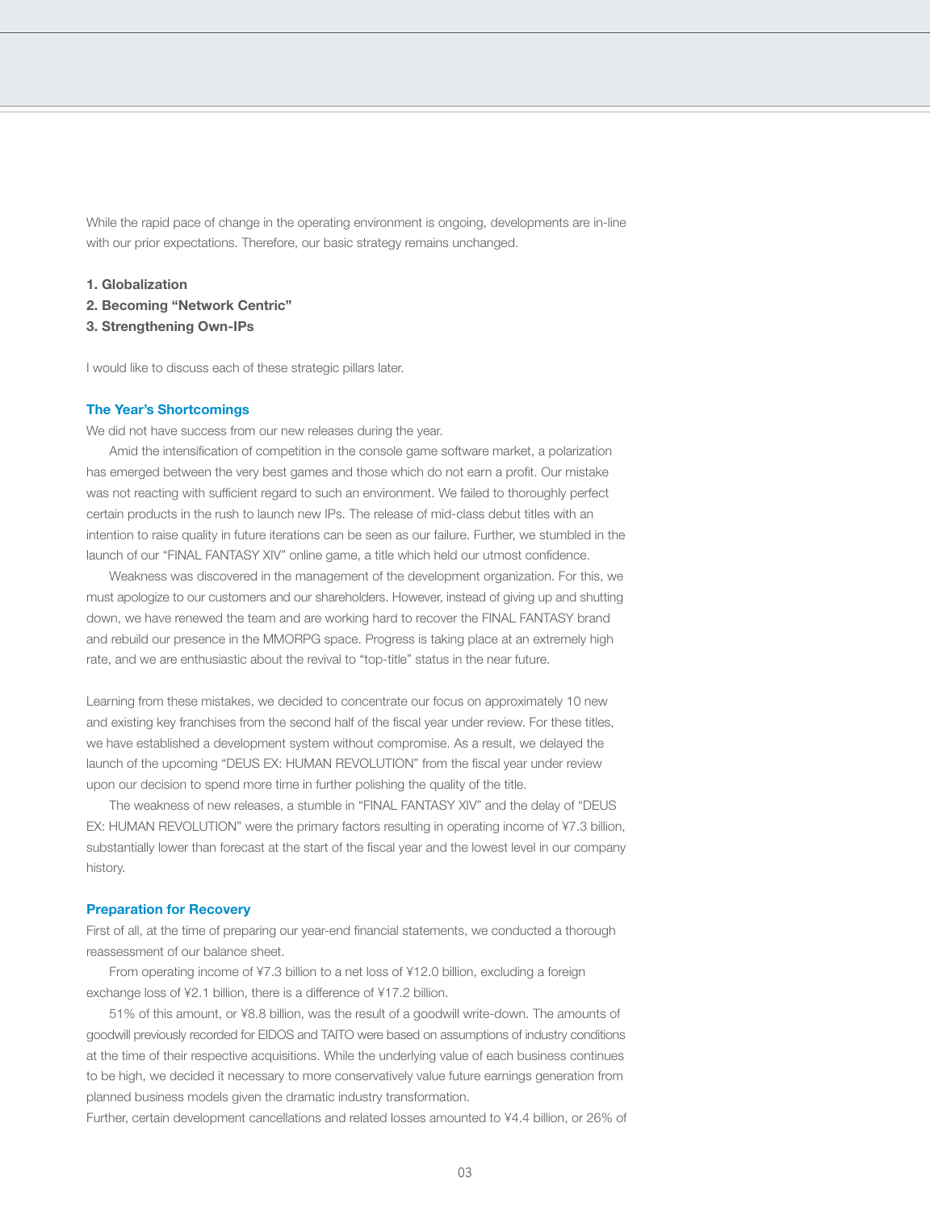While the rapid pace of change in the operating environment is ongoing, developments are in-line with our prior expectations. Therefore, our basic strategy remains unchanged.

**1. Globalization**
**2. Becoming "Network Centric"**
**3. Strengthening Own-IPs**

I would like to discuss each of these strategic pillars later.

### The Year's Shortcomings

We did not have success from our new releases during the year.

Amid the intensification of competition in the console game software market, a polarization has emerged between the very best games and those which do not earn a profit. Our mistake was not reacting with sufficient regard to such an environment. We failed to thoroughly perfect certain products in the rush to launch new IPs. The release of mid-class debut titles with an intention to raise quality in future iterations can be seen as our failure. Further, we stumbled in the launch of our "FINAL FANTASY XIV" online game, a title which held our utmost confidence.

Weakness was discovered in the management of the development organization. For this, we must apologize to our customers and our shareholders. However, instead of giving up and shutting down, we have renewed the team and are working hard to recover the FINAL FANTASY brand and rebuild our presence in the MMORPG space. Progress is taking place at an extremely high rate, and we are enthusiastic about the revival to "top-title" status in the near future.

Learning from these mistakes, we decided to concentrate our focus on approximately 10 new and existing key franchises from the second half of the fiscal year under review. For these titles, we have established a development system without compromise. As a result, we delayed the launch of the upcoming "DEUS EX: HUMAN REVOLUTION" from the fiscal year under review upon our decision to spend more time in further polishing the quality of the title.

The weakness of new releases, a stumble in "FINAL FANTASY XIV" and the delay of "DEUS EX: HUMAN REVOLUTION" were the primary factors resulting in operating income of ¥7.3 billion, substantially lower than forecast at the start of the fiscal year and the lowest level in our company history.

### Preparation for Recovery

First of all, at the time of preparing our year-end financial statements, we conducted a thorough reassessment of our balance sheet.

From operating income of ¥7.3 billion to a net loss of ¥12.0 billion, excluding a foreign exchange loss of ¥2.1 billion, there is a difference of ¥17.2 billion.

51% of this amount, or ¥8.8 billion, was the result of a goodwill write-down. The amounts of goodwill previously recorded for EIDOS and TAITO were based on assumptions of industry conditions at the time of their respective acquisitions. While the underlying value of each business continues to be high, we decided it necessary to more conservatively value future earnings generation from planned business models given the dramatic industry transformation.

Further, certain development cancellations and related losses amounted to ¥4.4 billion, or 26% of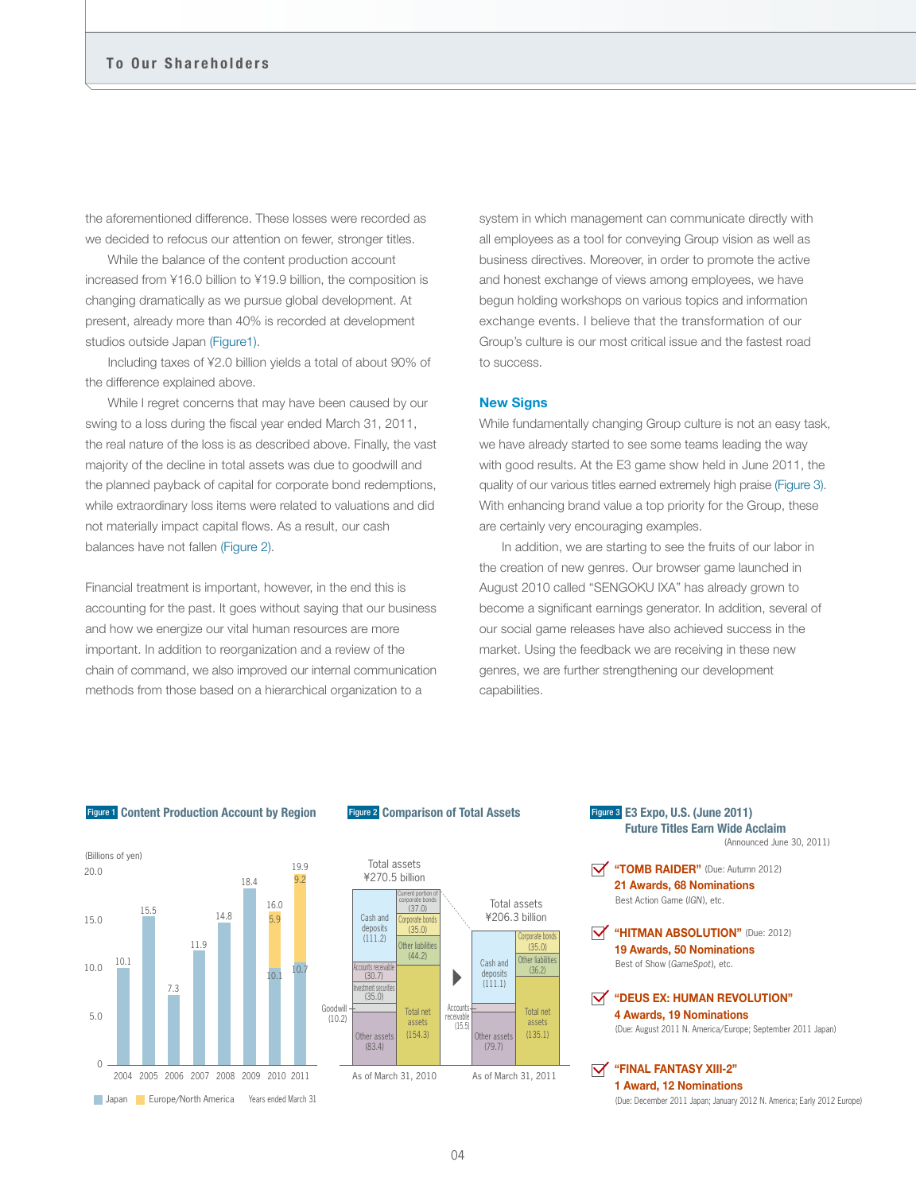the aforementioned difference. These losses were recorded as we decided to refocus our attention on fewer, stronger titles.

While the balance of the content production account increased from ¥16.0 billion to ¥19.9 billion, the composition is changing dramatically as we pursue global development. At present, already more than 40% is recorded at development studios outside Japan (Figure1).

Including taxes of ¥2.0 billion yields a total of about 90% of the difference explained above.

While I regret concerns that may have been caused by our swing to a loss during the fiscal year ended March 31, 2011, the real nature of the loss is as described above. Finally, the vast majority of the decline in total assets was due to goodwill and the planned payback of capital for corporate bond redemptions, while extraordinary loss items were related to valuations and did not materially impact capital flows. As a result, our cash balances have not fallen (Figure 2).

Financial treatment is important, however, in the end this is accounting for the past. It goes without saying that our business and how we energize our vital human resources are more important. In addition to reorganization and a review of the chain of command, we also improved our internal communication methods from those based on a hierarchical organization to a system in which management can communicate directly with all employees as a tool for conveying Group vision as well as business directives. Moreover, in order to promote the active and honest exchange of views among employees, we have begun holding workshops on various topics and information exchange events. I believe that the transformation of our Group's culture is our most critical issue and the fastest road to success.

## New Signs

While fundamentally changing Group culture is not an easy task, we have already started to see some teams leading the way with good results. At the E3 game show held in June 2011, the quality of our various titles earned extremely high praise (Figure 3). With enhancing brand value a top priority for the Group, these are certainly very encouraging examples.

In addition, we are starting to see the fruits of our labor in the creation of new genres. Our browser game launched in August 2010 called "SENGOKU IXA" has already grown to become a significant earnings generator. In addition, several of our social game releases have also achieved success in the market. Using the feedback we are receiving in these new genres, we are further strengthening our development capabilities.

**Figure 1 Content Production Account by Region**

(Billions of yen)

| Years ended March 31 | 2004 | 2005 | 2006 | 2007 | 2008 | 2009 | 2010 | 2011 |
|---|---|---|---|---|---|---|---|---|
| Japan | 10.1 | 15.5 | 7.3 | 11.9 | 14.8 | 18.4 | 10.1 | 10.7 |
| Europe/North America | | | | | | | 5.9 | 9.2 |
| Total | | | | | | | 16.0 | 19.9 |

**Figure 2 Comparison of Total Assets**

| | As of March 31, 2010 | As of March 31, 2011 |
|---|---|---|
| Total assets | ¥270.5 billion | ¥206.3 billion |
| Cash and deposits | (111.2) | (111.1) |
| Accounts receivable | (30.7) | (15.5) |
| Investment securities | (35.0) | |
| Goodwill | (10.2) | |
| Other assets | (83.4) | (79.7) |
| Current portion of corporate bonds | (37.0) | |
| Corporate bonds | (35.0) | (35.0) |
| Other liabilities | (44.2) | (36.2) |
| Total net assets | (154.3) | (135.1) |

**Figure 3 E3 Expo, U.S. (June 2011) Future Titles Earn Wide Acclaim**
(Announced June 30, 2011)

- **"TOMB RAIDER"** (Due: Autumn 2012)
  **21 Awards, 68 Nominations**
  Best Action Game (*IGN*), etc.
- **"HITMAN ABSOLUTION"** (Due: 2012)
  **19 Awards, 50 Nominations**
  Best of Show (*GameSpot*), etc.
- **"DEUS EX: HUMAN REVOLUTION"**
  **4 Awards, 19 Nominations**
  (Due: August 2011 N. America/Europe; September 2011 Japan)
- **"FINAL FANTASY XIII-2"**
  **1 Award, 12 Nominations**
  (Due: December 2011 Japan; January 2012 N. America; Early 2012 Europe)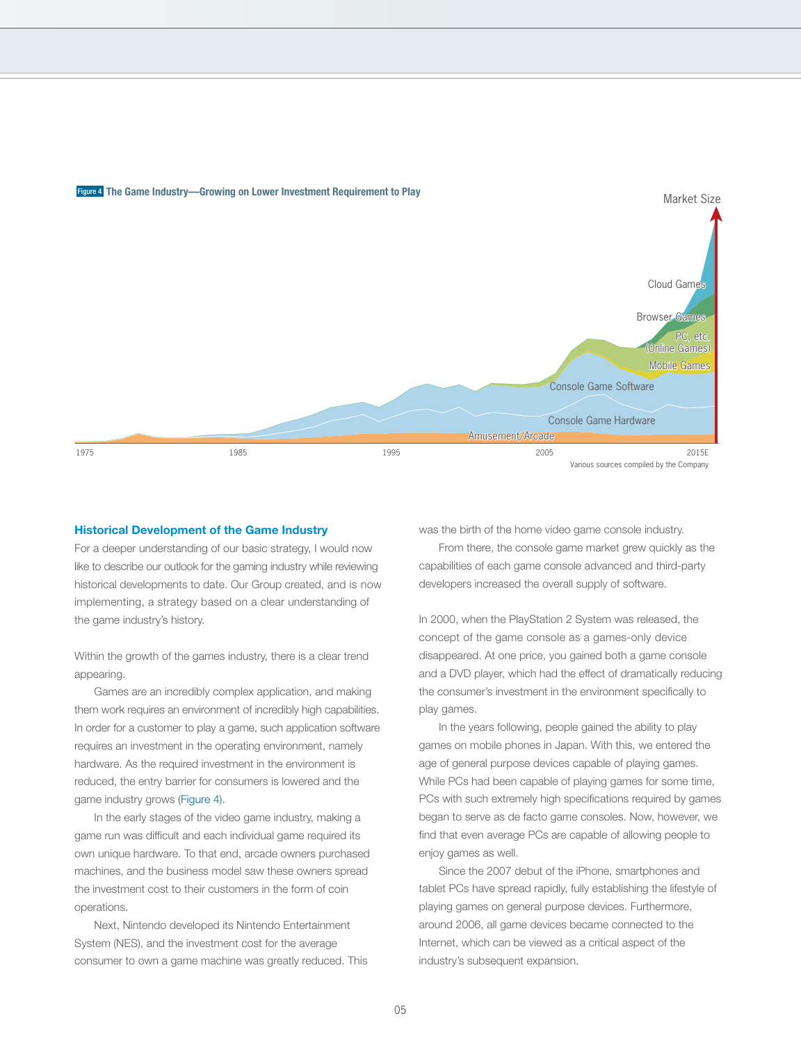**Figure 4** The Game Industry—Growing on Lower Investment Requirement to Play

Various sources compiled by the Company

### Historical Development of the Game Industry

For a deeper understanding of our basic strategy, I would now like to describe our outlook for the gaming industry while reviewing historical developments to date. Our Group created, and is now implementing, a strategy based on a clear understanding of the game industry's history.

Within the growth of the games industry, there is a clear trend appearing.

Games are an incredibly complex application, and making them work requires an environment of incredibly high capabilities. In order for a customer to play a game, such application software requires an investment in the operating environment, namely hardware. As the required investment in the environment is reduced, the entry barrier for consumers is lowered and the game industry grows (Figure 4).

In the early stages of the video game industry, making a game run was difficult and each individual game required its own unique hardware. To that end, arcade owners purchased machines, and the business model saw these owners spread the investment cost to their customers in the form of coin operations.

Next, Nintendo developed its Nintendo Entertainment System (NES), and the investment cost for the average consumer to own a game machine was greatly reduced. This was the birth of the home video game console industry.

From there, the console game market grew quickly as the capabilities of each game console advanced and third-party developers increased the overall supply of software.

In 2000, when the PlayStation 2 System was released, the concept of the game console as a games-only device disappeared. At one price, you gained both a game console and a DVD player, which had the effect of dramatically reducing the consumer's investment in the environment specifically to play games.

In the years following, people gained the ability to play games on mobile phones in Japan. With this, we entered the age of general purpose devices capable of playing games. While PCs had been capable of playing games for some time, PCs with such extremely high specifications required by games began to serve as de facto game consoles. Now, however, we find that even average PCs are capable of allowing people to enjoy games as well.

Since the 2007 debut of the iPhone, smartphones and tablet PCs have spread rapidly, fully establishing the lifestyle of playing games on general purpose devices. Furthermore, around 2006, all game devices became connected to the Internet, which can be viewed as a critical aspect of the industry's subsequent expansion.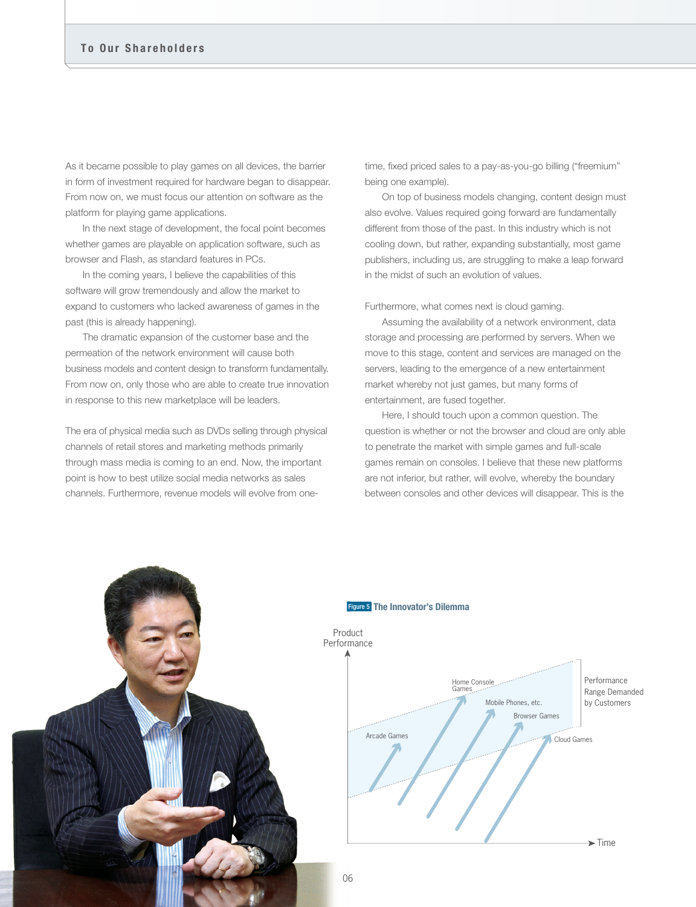As it became possible to play games on all devices, the barrier in form of investment required for hardware began to disappear. From now on, we must focus our attention on software as the platform for playing game applications.

In the next stage of development, the focal point becomes whether games are playable on application software, such as browser and Flash, as standard features in PCs.

In the coming years, I believe the capabilities of this software will grow tremendously and allow the market to expand to customers who lacked awareness of games in the past (this is already happening).

The dramatic expansion of the customer base and the permeation of the network environment will cause both business models and content design to transform fundamentally. From now on, only those who are able to create true innovation in response to this new marketplace will be leaders.

The era of physical media such as DVDs selling through physical channels of retail stores and marketing methods primarily through mass media is coming to an end. Now, the important point is how to best utilize social media networks as sales channels. Furthermore, revenue models will evolve from one-time, fixed priced sales to a pay-as-you-go billing ("freemium" being one example).

On top of business models changing, content design must also evolve. Values required going forward are fundamentally different from those of the past. In this industry which is not cooling down, but rather, expanding substantially, most game publishers, including us, are struggling to make a leap forward in the midst of such an evolution of values.

Furthermore, what comes next is cloud gaming.

Assuming the availability of a network environment, data storage and processing are performed by servers. When we move to this stage, content and services are managed on the servers, leading to the emergence of a new entertainment market whereby not just games, but many forms of entertainment, are fused together.

Here, I should touch upon a common question. The question is whether or not the browser and cloud are only able to penetrate the market with simple games and full-scale games remain on consoles. I believe that these new platforms are not inferior, but rather, will evolve, whereby the boundary between consoles and other devices will disappear. This is the

**Figure 5 The Innovator's Dilemma**

Product Performance — Time

Arcade Games, Home Console Games, Mobile Phones, etc., Browser Games, Cloud Games

Performance Range Demanded by Customers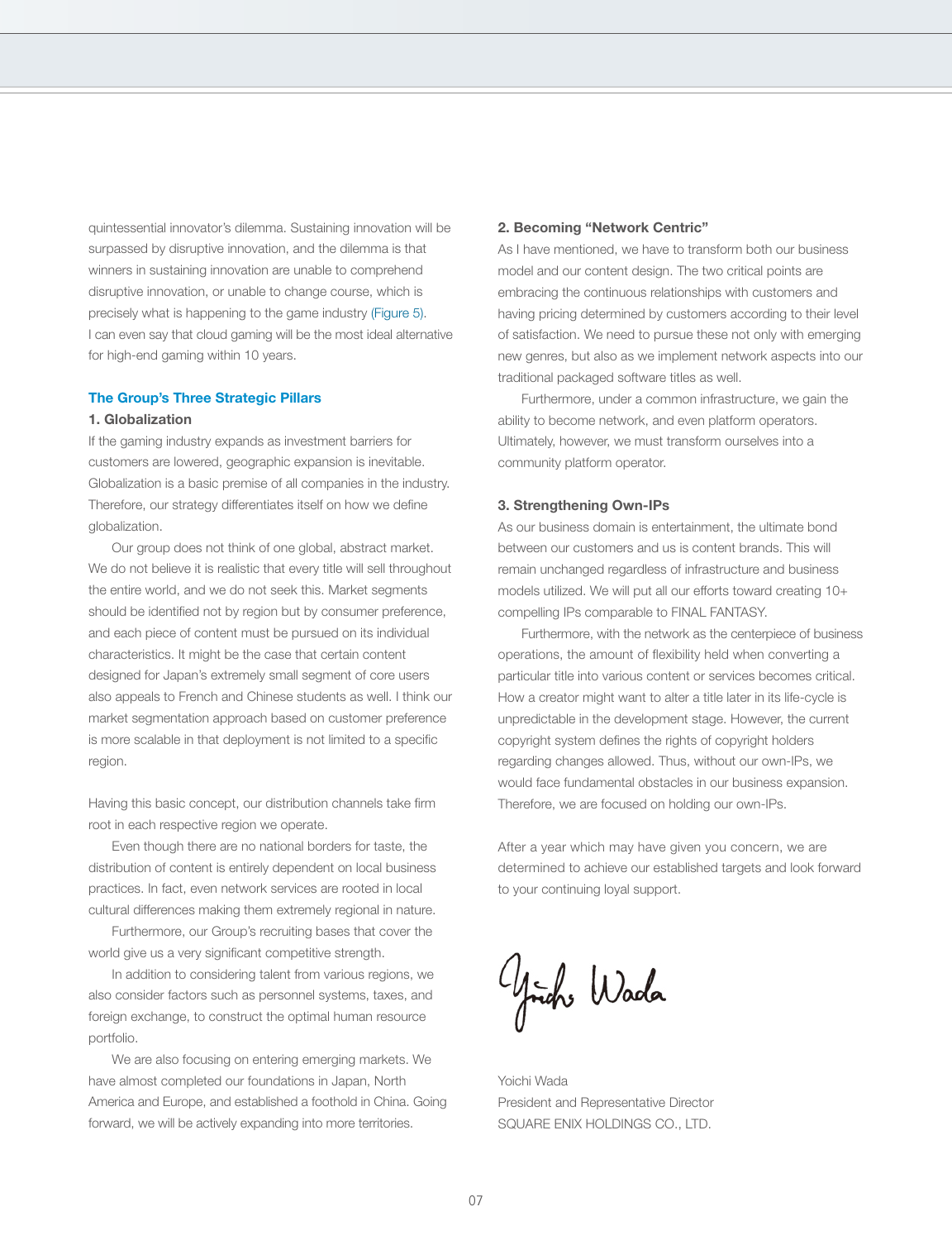quintessential innovator's dilemma. Sustaining innovation will be surpassed by disruptive innovation, and the dilemma is that winners in sustaining innovation are unable to comprehend disruptive innovation, or unable to change course, which is precisely what is happening to the game industry (Figure 5). I can even say that cloud gaming will be the most ideal alternative for high-end gaming within 10 years.

## The Group's Three Strategic Pillars

### 1. Globalization

If the gaming industry expands as investment barriers for customers are lowered, geographic expansion is inevitable. Globalization is a basic premise of all companies in the industry. Therefore, our strategy differentiates itself on how we define globalization.

Our group does not think of one global, abstract market. We do not believe it is realistic that every title will sell throughout the entire world, and we do not seek this. Market segments should be identified not by region but by consumer preference, and each piece of content must be pursued on its individual characteristics. It might be the case that certain content designed for Japan's extremely small segment of core users also appeals to French and Chinese students as well. I think our market segmentation approach based on customer preference is more scalable in that deployment is not limited to a specific region.

Having this basic concept, our distribution channels take firm root in each respective region we operate.

Even though there are no national borders for taste, the distribution of content is entirely dependent on local business practices. In fact, even network services are rooted in local cultural differences making them extremely regional in nature.

Furthermore, our Group's recruiting bases that cover the world give us a very significant competitive strength.

In addition to considering talent from various regions, we also consider factors such as personnel systems, taxes, and foreign exchange, to construct the optimal human resource portfolio.

We are also focusing on entering emerging markets. We have almost completed our foundations in Japan, North America and Europe, and established a foothold in China. Going forward, we will be actively expanding into more territories.

### 2. Becoming "Network Centric"

As I have mentioned, we have to transform both our business model and our content design. The two critical points are embracing the continuous relationships with customers and having pricing determined by customers according to their level of satisfaction. We need to pursue these not only with emerging new genres, but also as we implement network aspects into our traditional packaged software titles as well.

Furthermore, under a common infrastructure, we gain the ability to become network, and even platform operators. Ultimately, however, we must transform ourselves into a community platform operator.

### 3. Strengthening Own-IPs

As our business domain is entertainment, the ultimate bond between our customers and us is content brands. This will remain unchanged regardless of infrastructure and business models utilized. We will put all our efforts toward creating 10+ compelling IPs comparable to FINAL FANTASY.

Furthermore, with the network as the centerpiece of business operations, the amount of flexibility held when converting a particular title into various content or services becomes critical. How a creator might want to alter a title later in its life-cycle is unpredictable in the development stage. However, the current copyright system defines the rights of copyright holders regarding changes allowed. Thus, without our own-IPs, we would face fundamental obstacles in our business expansion. Therefore, we are focused on holding our own-IPs.

After a year which may have given you concern, we are determined to achieve our established targets and look forward to your continuing loyal support.

Yoichi Wada
President and Representative Director
SQUARE ENIX HOLDINGS CO., LTD.